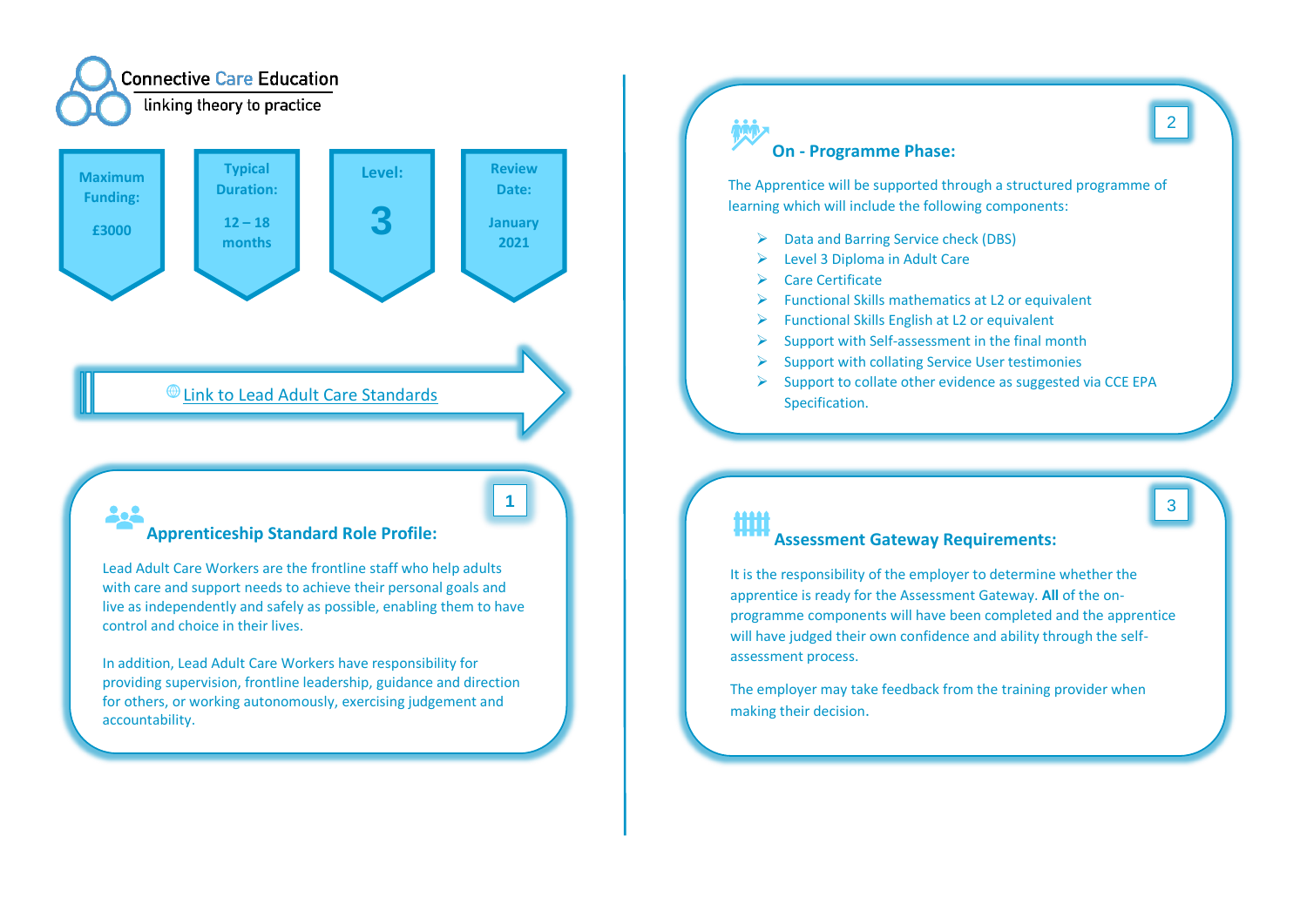Connective Care Education
linking theory to practice

**Maximum Funding:** £3000

**Typical Duration:** 12 – 18 months

**Level:** 3

**Review Date:** January 2021

Link to Lead Adult Care Standards

## 1 Apprenticeship Standard Role Profile:

Lead Adult Care Workers are the frontline staff who help adults with care and support needs to achieve their personal goals and live as independently and safely as possible, enabling them to have control and choice in their lives.

In addition, Lead Adult Care Workers have responsibility for providing supervision, frontline leadership, guidance and direction for others, or working autonomously, exercising judgement and accountability.

## 2 On - Programme Phase:

The Apprentice will be supported through a structured programme of learning which will include the following components:

- Data and Barring Service check (DBS)
- Level 3 Diploma in Adult Care
- Care Certificate
- Functional Skills mathematics at L2 or equivalent
- Functional Skills English at L2 or equivalent
- Support with Self-assessment in the final month
- Support with collating Service User testimonies
- Support to collate other evidence as suggested via CCE EPA Specification.

## 3 Assessment Gateway Requirements:

It is the responsibility of the employer to determine whether the apprentice is ready for the Assessment Gateway. **All** of the on-programme components will have been completed and the apprentice will have judged their own confidence and ability through the self-assessment process.

The employer may take feedback from the training provider when making their decision.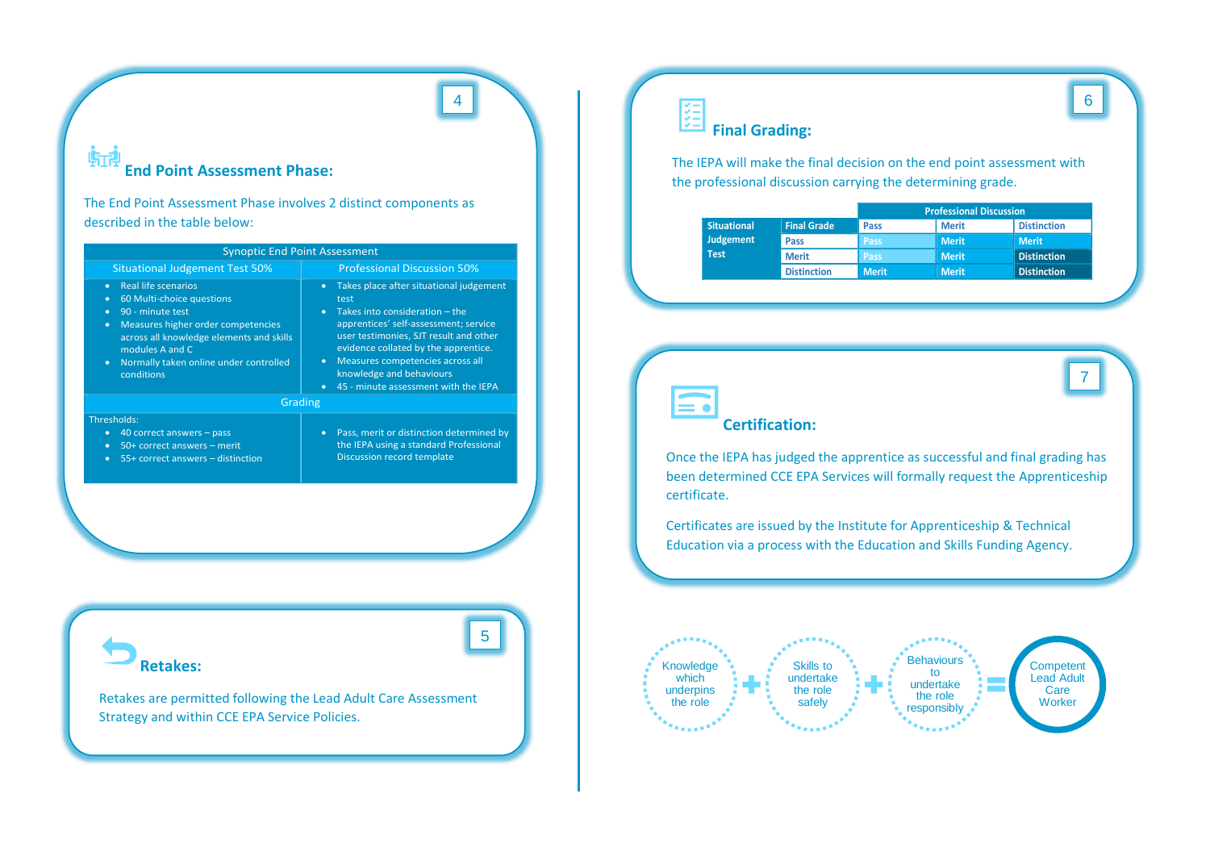## End Point Assessment Phase:

The End Point Assessment Phase involves 2 distinct components as described in the table below:

| Synoptic End Point Assessment | |
|---|---|
| Situational Judgement Test 50% | Professional Discussion 50% |
| • Real life scenarios<br>• 60 Multi-choice questions<br>• 90 - minute test<br>• Measures higher order competencies across all knowledge elements and skills modules A and C<br>• Normally taken online under controlled conditions | • Takes place after situational judgement test<br>• Takes into consideration – the apprentices' self-assessment; service user testimonies, SJT result and other evidence collated by the apprentice.<br>• Measures competencies across all knowledge and behaviours<br>• 45 - minute assessment with the IEPA |
| Grading | |
| Thresholds:<br>• 40 correct answers – pass<br>• 50+ correct answers – merit<br>• 55+ correct answers – distinction | • Pass, merit or distinction determined by the IEPA using a standard Professional Discussion record template |

## Retakes:

Retakes are permitted following the Lead Adult Care Assessment Strategy and within CCE EPA Service Policies.

## Final Grading:

The IEPA will make the final decision on the end point assessment with the professional discussion carrying the determining grade.

| | | Professional Discussion | | |
|---|---|---|---|---|
| Situational Judgement Test | Final Grade | Pass | Merit | Distinction |
| | Pass | Pass | Merit | Merit |
| | Merit | Pass | Merit | Distinction |
| | Distinction | Merit | Merit | Distinction |

## Certification:

Once the IEPA has judged the apprentice as successful and final grading has been determined CCE EPA Services will formally request the Apprenticeship certificate.

Certificates are issued by the Institute for Apprenticeship & Technical Education via a process with the Education and Skills Funding Agency.

Knowledge which underpins the role + Skills to undertake the role safely + Behaviours to undertake the role responsibly = Competent Lead Adult Care Worker